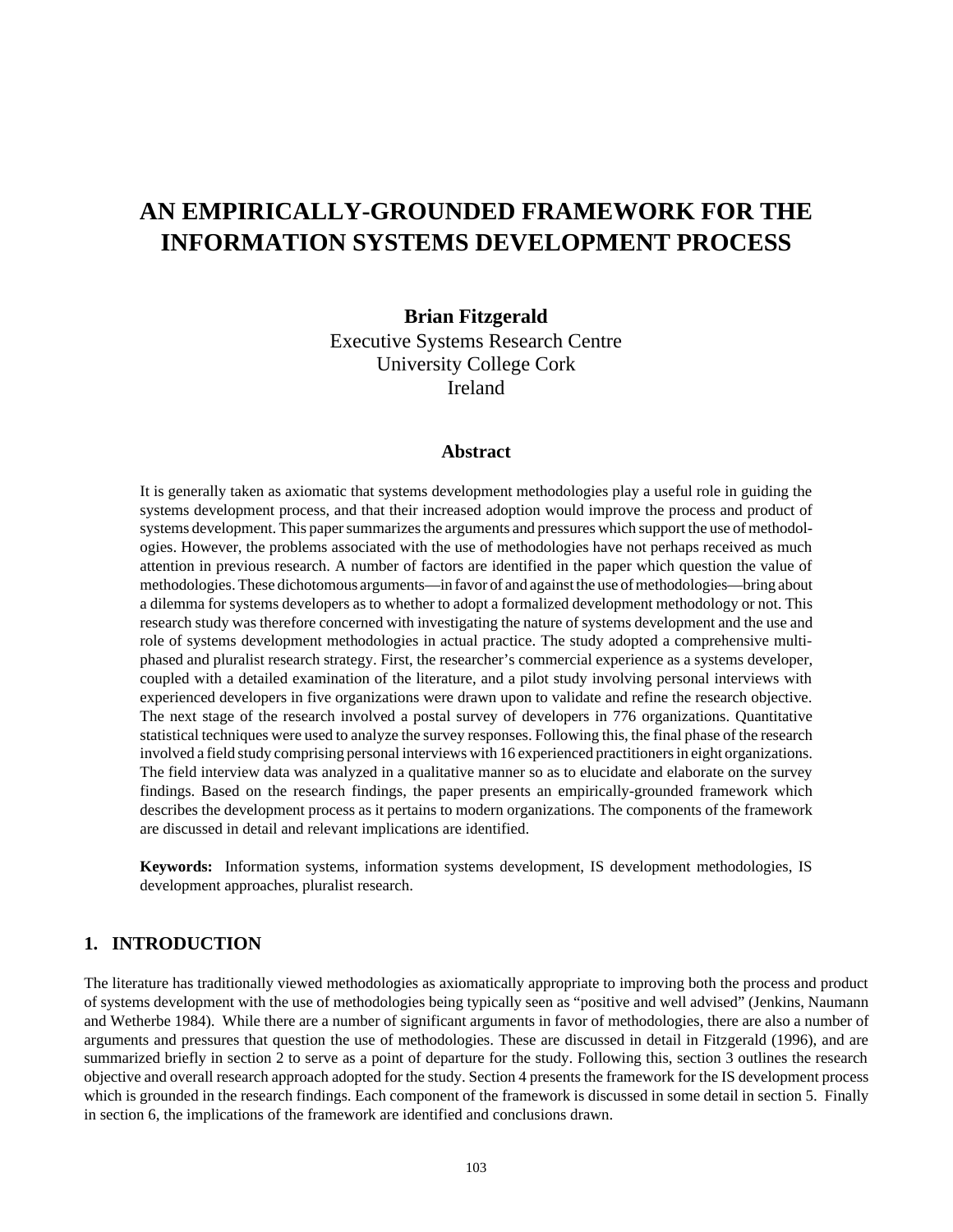# AN EMPIRICALLY-GROUNDED FRAMEWORK FOR THE INFORMATION SYSTEMS DEVELOPMENT PROCESS

**Brian Fitzgerald**
Executive Systems Research Centre
University College Cork
Ireland

### Abstract

It is generally taken as axiomatic that systems development methodologies play a useful role in guiding the systems development process, and that their increased adoption would improve the process and product of systems development. This paper summarizes the arguments and pressures which support the use of methodologies. However, the problems associated with the use of methodologies have not perhaps received as much attention in previous research. A number of factors are identified in the paper which question the value of methodologies. These dichotomous arguments—in favor of and against the use of methodologies—bring about a dilemma for systems developers as to whether to adopt a formalized development methodology or not. This research study was therefore concerned with investigating the nature of systems development and the use and role of systems development methodologies in actual practice. The study adopted a comprehensive multi-phased and pluralist research strategy. First, the researcher's commercial experience as a systems developer, coupled with a detailed examination of the literature, and a pilot study involving personal interviews with experienced developers in five organizations were drawn upon to validate and refine the research objective. The next stage of the research involved a postal survey of developers in 776 organizations. Quantitative statistical techniques were used to analyze the survey responses. Following this, the final phase of the research involved a field study comprising personal interviews with 16 experienced practitioners in eight organizations. The field interview data was analyzed in a qualitative manner so as to elucidate and elaborate on the survey findings. Based on the research findings, the paper presents an empirically-grounded framework which describes the development process as it pertains to modern organizations. The components of the framework are discussed in detail and relevant implications are identified.

**Keywords:** Information systems, information systems development, IS development methodologies, IS development approaches, pluralist research.

## 1. INTRODUCTION

The literature has traditionally viewed methodologies as axiomatically appropriate to improving both the process and product of systems development with the use of methodologies being typically seen as "positive and well advised" (Jenkins, Naumann and Wetherbe 1984). While there are a number of significant arguments in favor of methodologies, there are also a number of arguments and pressures that question the use of methodologies. These are discussed in detail in Fitzgerald (1996), and are summarized briefly in section 2 to serve as a point of departure for the study. Following this, section 3 outlines the research objective and overall research approach adopted for the study. Section 4 presents the framework for the IS development process which is grounded in the research findings. Each component of the framework is discussed in some detail in section 5. Finally in section 6, the implications of the framework are identified and conclusions drawn.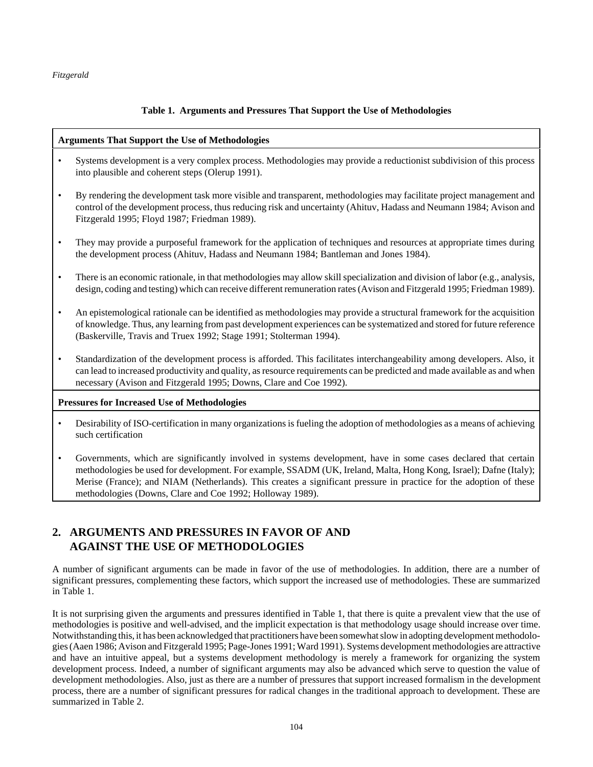**Table 1. Arguments and Pressures That Support the Use of Methodologies**

| **Arguments That Support the Use of Methodologies** |
|---|
| • Systems development is a very complex process. Methodologies may provide a reductionist subdivision of this process into plausible and coherent steps (Olerup 1991). |
| • By rendering the development task more visible and transparent, methodologies may facilitate project management and control of the development process, thus reducing risk and uncertainty (Ahituv, Hadass and Neumann 1984; Avison and Fitzgerald 1995; Floyd 1987; Friedman 1989). |
| • They may provide a purposeful framework for the application of techniques and resources at appropriate times during the development process (Ahituv, Hadass and Neumann 1984; Bantleman and Jones 1984). |
| • There is an economic rationale, in that methodologies may allow skill specialization and division of labor (e.g., analysis, design, coding and testing) which can receive different remuneration rates (Avison and Fitzgerald 1995; Friedman 1989). |
| • An epistemological rationale can be identified as methodologies may provide a structural framework for the acquisition of knowledge. Thus, any learning from past development experiences can be systematized and stored for future reference (Baskerville, Travis and Truex 1992; Stage 1991; Stolterman 1994). |
| • Standardization of the development process is afforded. This facilitates interchangeability among developers. Also, it can lead to increased productivity and quality, as resource requirements can be predicted and made available as and when necessary (Avison and Fitzgerald 1995; Downs, Clare and Coe 1992). |
| **Pressures for Increased Use of Methodologies** |
| • Desirability of ISO-certification in many organizations is fueling the adoption of methodologies as a means of achieving such certification |
| • Governments, which are significantly involved in systems development, have in some cases declared that certain methodologies be used for development. For example, SSADM (UK, Ireland, Malta, Hong Kong, Israel); Dafne (Italy); Merise (France); and NIAM (Netherlands). This creates a significant pressure in practice for the adoption of these methodologies (Downs, Clare and Coe 1992; Holloway 1989). |

## 2. ARGUMENTS AND PRESSURES IN FAVOR OF AND AGAINST THE USE OF METHODOLOGIES

A number of significant arguments can be made in favor of the use of methodologies. In addition, there are a number of significant pressures, complementing these factors, which support the increased use of methodologies. These are summarized in Table 1.

It is not surprising given the arguments and pressures identified in Table 1, that there is quite a prevalent view that the use of methodologies is positive and well-advised, and the implicit expectation is that methodology usage should increase over time. Notwithstanding this, it has been acknowledged that practitioners have been somewhat slow in adopting development methodologies (Aaen 1986; Avison and Fitzgerald 1995; Page-Jones 1991; Ward 1991). Systems development methodologies are attractive and have an intuitive appeal, but a systems development methodology is merely a framework for organizing the system development process. Indeed, a number of significant arguments may also be advanced which serve to question the value of development methodologies. Also, just as there are a number of pressures that support increased formalism in the development process, there are a number of significant pressures for radical changes in the traditional approach to development. These are summarized in Table 2.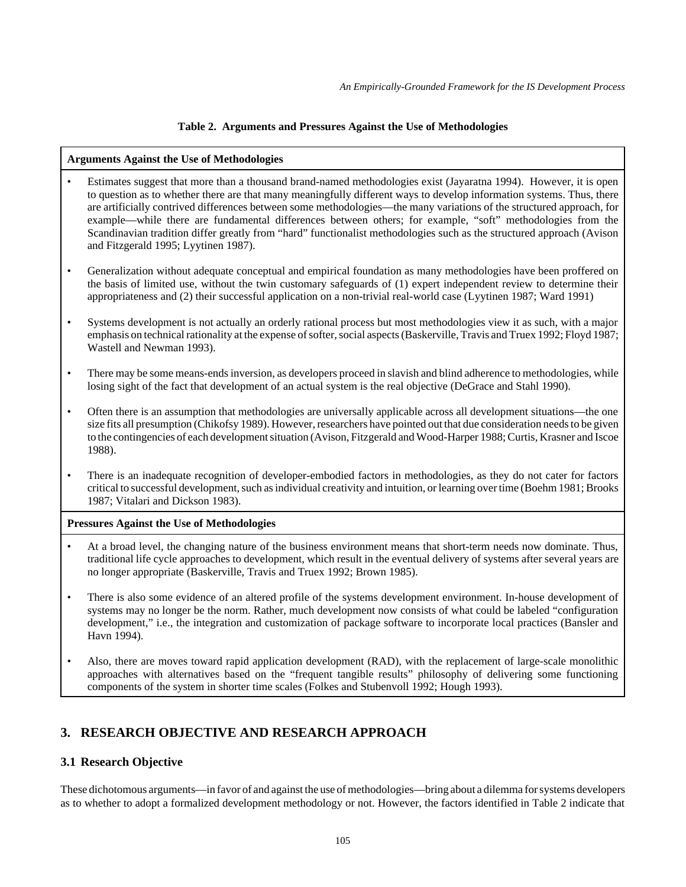**Table 2. Arguments and Pressures Against the Use of Methodologies**

| **Arguments Against the Use of Methodologies** |
| --- |
| • Estimates suggest that more than a thousand brand-named methodologies exist (Jayaratna 1994). However, it is open to question as to whether there are that many meaningfully different ways to develop information systems. Thus, there are artificially contrived differences between some methodologies—the many variations of the structured approach, for example—while there are fundamental differences between others; for example, "soft" methodologies from the Scandinavian tradition differ greatly from "hard" functionalist methodologies such as the structured approach (Avison and Fitzgerald 1995; Lyytinen 1987). |
| • Generalization without adequate conceptual and empirical foundation as many methodologies have been proffered on the basis of limited use, without the twin customary safeguards of (1) expert independent review to determine their appropriateness and (2) their successful application on a non-trivial real-world case (Lyytinen 1987; Ward 1991) |
| • Systems development is not actually an orderly rational process but most methodologies view it as such, with a major emphasis on technical rationality at the expense of softer, social aspects (Baskerville, Travis and Truex 1992; Floyd 1987; Wastell and Newman 1993). |
| • There may be some means-ends inversion, as developers proceed in slavish and blind adherence to methodologies, while losing sight of the fact that development of an actual system is the real objective (DeGrace and Stahl 1990). |
| • Often there is an assumption that methodologies are universally applicable across all development situations—the one size fits all presumption (Chikofsy 1989). However, researchers have pointed out that due consideration needs to be given to the contingencies of each development situation (Avison, Fitzgerald and Wood-Harper 1988; Curtis, Krasner and Iscoe 1988). |
| • There is an inadequate recognition of developer-embodied factors in methodologies, as they do not cater for factors critical to successful development, such as individual creativity and intuition, or learning over time (Boehm 1981; Brooks 1987; Vitalari and Dickson 1983). |
| **Pressures Against the Use of Methodologies** |
| • At a broad level, the changing nature of the business environment means that short-term needs now dominate. Thus, traditional life cycle approaches to development, which result in the eventual delivery of systems after several years are no longer appropriate (Baskerville, Travis and Truex 1992; Brown 1985). |
| • There is also some evidence of an altered profile of the systems development environment. In-house development of systems may no longer be the norm. Rather, much development now consists of what could be labeled "configuration development," i.e., the integration and customization of package software to incorporate local practices (Bansler and Havn 1994). |
| • Also, there are moves toward rapid application development (RAD), with the replacement of large-scale monolithic approaches with alternatives based on the "frequent tangible results" philosophy of delivering some functioning components of the system in shorter time scales (Folkes and Stubenvoll 1992; Hough 1993). |

## 3. RESEARCH OBJECTIVE AND RESEARCH APPROACH

### 3.1 Research Objective

These dichotomous arguments—in favor of and against the use of methodologies—bring about a dilemma for systems developers as to whether to adopt a formalized development methodology or not. However, the factors identified in Table 2 indicate that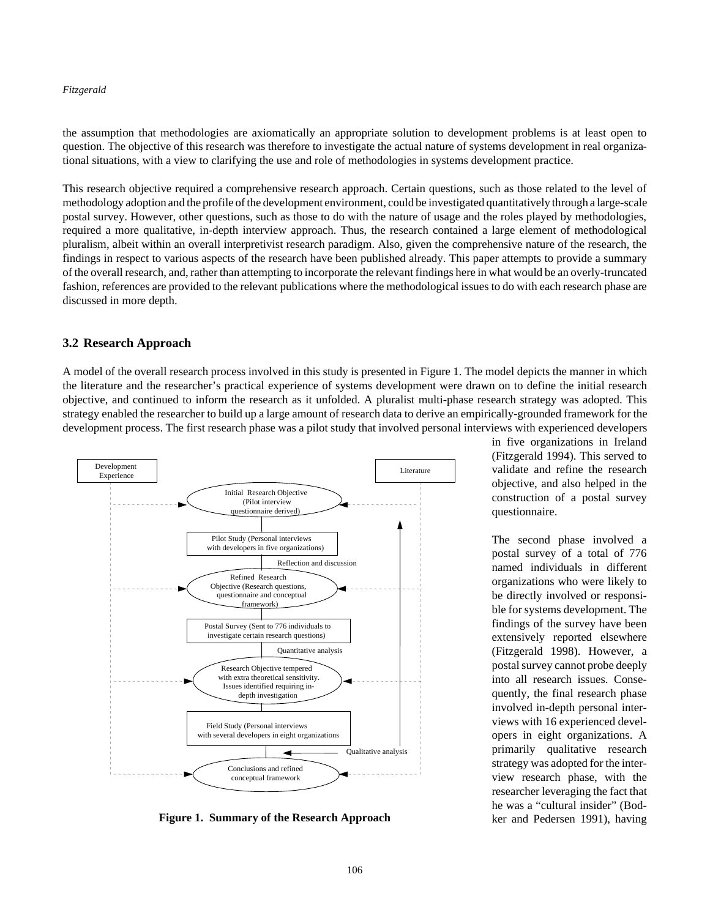the assumption that methodologies are axiomatically an appropriate solution to development problems is at least open to question. The objective of this research was therefore to investigate the actual nature of systems development in real organizational situations, with a view to clarifying the use and role of methodologies in systems development practice.

This research objective required a comprehensive research approach. Certain questions, such as those related to the level of methodology adoption and the profile of the development environment, could be investigated quantitatively through a large-scale postal survey. However, other questions, such as those to do with the nature of usage and the roles played by methodologies, required a more qualitative, in-depth interview approach. Thus, the research contained a large element of methodological pluralism, albeit within an overall interpretivist research paradigm. Also, given the comprehensive nature of the research, the findings in respect to various aspects of the research have been published already. This paper attempts to provide a summary of the overall research, and, rather than attempting to incorporate the relevant findings here in what would be an overly-truncated fashion, references are provided to the relevant publications where the methodological issues to do with each research phase are discussed in more depth.

### 3.2 Research Approach

A model of the overall research process involved in this study is presented in Figure 1. The model depicts the manner in which the literature and the researcher's practical experience of systems development were drawn on to define the initial research objective, and continued to inform the research as it unfolded. A pluralist multi-phase research strategy was adopted. This strategy enabled the researcher to build up a large amount of research data to derive an empirically-grounded framework for the development process. The first research phase was a pilot study that involved personal interviews with experienced developers in five organizations in Ireland (Fitzgerald 1994). This served to validate and refine the research objective, and also helped in the construction of a postal survey questionnaire.

The second phase involved a postal survey of a total of 776 named individuals in different organizations who were likely to be directly involved or responsible for systems development. The findings of the survey have been extensively reported elsewhere (Fitzgerald 1998). However, a postal survey cannot probe deeply into all research issues. Consequently, the final research phase involved in-depth personal interviews with 16 experienced developers in eight organizations. A primarily qualitative research strategy was adopted for the interview research phase, with the researcher leveraging the fact that he was a "cultural insider" (Bodker and Pedersen 1991), having

Development Experience | Literature

Initial Research Objective (Pilot interview questionnaire derived)

Pilot Study (Personal interviews with developers in five organizations)

Reflection and discussion

Refined Research Objective (Research questions, questionnaire and conceptual framework)

Postal Survey (Sent to 776 individuals to investigate certain research questions)

Quantitative analysis

Research Objective tempered with extra theoretical sensitivity. Issues identified requiring in-depth investigation

Field Study (Personal interviews with several developers in eight organizations

Qualitative analysis

Conclusions and refined conceptual framework

**Figure 1. Summary of the Research Approach**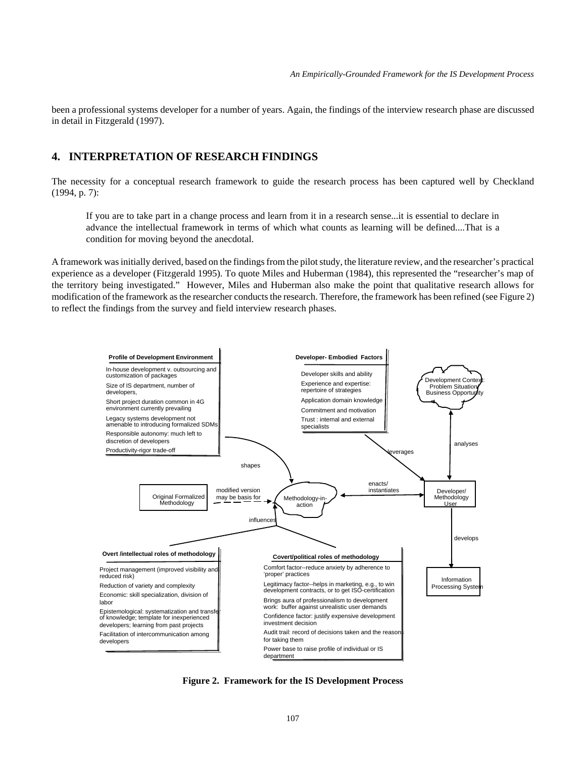been a professional systems developer for a number of years. Again, the findings of the interview research phase are discussed in detail in Fitzgerald (1997).

## 4. INTERPRETATION OF RESEARCH FINDINGS

The necessity for a conceptual research framework to guide the research process has been captured well by Checkland (1994, p. 7):

> If you are to take part in a change process and learn from it in a research sense...it is essential to declare in advance the intellectual framework in terms of which what counts as learning will be defined....That is a condition for moving beyond the anecdotal.

A framework was initially derived, based on the findings from the pilot study, the literature review, and the researcher's practical experience as a developer (Fitzgerald 1995). To quote Miles and Huberman (1984), this represented the "researcher's map of the territory being investigated." However, Miles and Huberman also make the point that qualitative research allows for modification of the framework as the researcher conducts the research. Therefore, the framework has been refined (see Figure 2) to reflect the findings from the survey and field interview research phases.

**Profile of Development Environment**
- In-house development v. outsourcing and customization of packages
- Size of IS department, number of developers,
- Short project duration common in 4G environment currently prevailing
- Legacy systems development not amenable to introducing formalized SDMs
- Responsible autonomy: much left to discretion of developers
- Productivity-rigor trade-off

**Developer- Embodied Factors**
- Developer skills and ability
- Experience and expertise: repertoire of strategies
- Application domain knowledge
- Commitment and motivation
- Trust : internal and external specialists

Development Context: Problem Situation/ Business Opportunity

analyses

leverages

shapes

Original Formalized Methodology — modified version may be basis for — Methodology-in-action

enacts/ instantiates

Developer/ Methodology User

influences

develops

Information Processing System

**Overt /intellectual roles of methodology**
- Project management (improved visibility and reduced risk)
- Reduction of variety and complexity
- Economic: skill specialization, division of labor
- Epistemological: systematization and transfer of knowledge; template for inexperienced developers; learning from past projects
- Facilitation of intercommunication among developers

**Covert/political roles of methodology**
- Comfort factor--reduce anxiety by adherence to 'proper' practices
- Legitimacy factor--helps in marketing, e.g., to win development contracts, or to get ISO-certification
- Brings aura of professionalism to development work: buffer against unrealistic user demands
- Confidence factor: justify expensive development investment decision
- Audit trail: record of decisions taken and the reasons for taking them
- Power base to raise profile of individual or IS department

**Figure 2. Framework for the IS Development Process**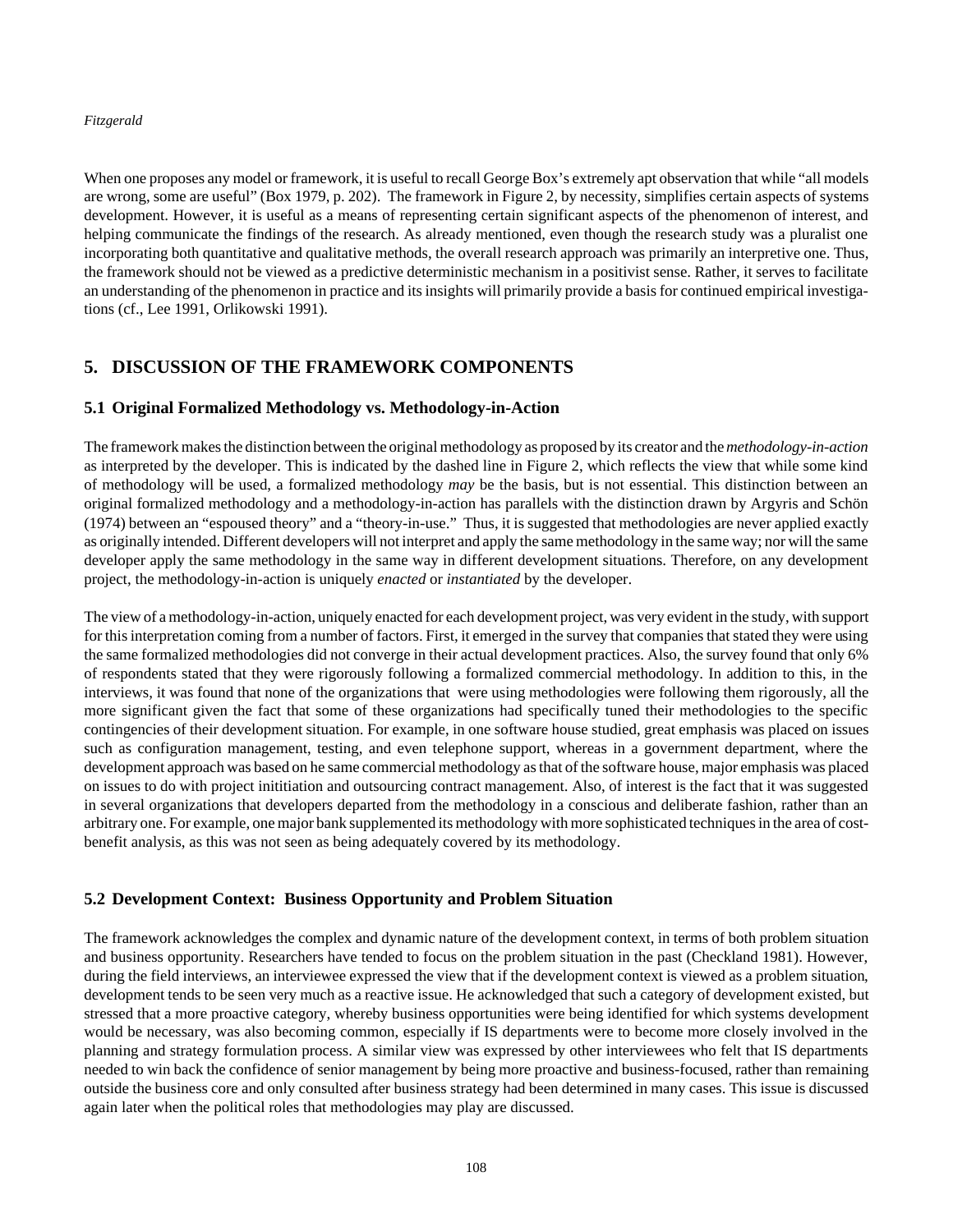When one proposes any model or framework, it is useful to recall George Box's extremely apt observation that while "all models are wrong, some are useful" (Box 1979, p. 202). The framework in Figure 2, by necessity, simplifies certain aspects of systems development. However, it is useful as a means of representing certain significant aspects of the phenomenon of interest, and helping communicate the findings of the research. As already mentioned, even though the research study was a pluralist one incorporating both quantitative and qualitative methods, the overall research approach was primarily an interpretive one. Thus, the framework should not be viewed as a predictive deterministic mechanism in a positivist sense. Rather, it serves to facilitate an understanding of the phenomenon in practice and its insights will primarily provide a basis for continued empirical investigations (cf., Lee 1991, Orlikowski 1991).

## 5. DISCUSSION OF THE FRAMEWORK COMPONENTS

### 5.1 Original Formalized Methodology vs. Methodology-in-Action

The framework makes the distinction between the original methodology as proposed by its creator and the *methodology-in-action* as interpreted by the developer. This is indicated by the dashed line in Figure 2, which reflects the view that while some kind of methodology will be used, a formalized methodology *may* be the basis, but is not essential. This distinction between an original formalized methodology and a methodology-in-action has parallels with the distinction drawn by Argyris and Schön (1974) between an "espoused theory" and a "theory-in-use." Thus, it is suggested that methodologies are never applied exactly as originally intended. Different developers will not interpret and apply the same methodology in the same way; nor will the same developer apply the same methodology in the same way in different development situations. Therefore, on any development project, the methodology-in-action is uniquely *enacted* or *instantiated* by the developer.

The view of a methodology-in-action, uniquely enacted for each development project, was very evident in the study, with support for this interpretation coming from a number of factors. First, it emerged in the survey that companies that stated they were using the same formalized methodologies did not converge in their actual development practices. Also, the survey found that only 6% of respondents stated that they were rigorously following a formalized commercial methodology. In addition to this, in the interviews, it was found that none of the organizations that were using methodologies were following them rigorously, all the more significant given the fact that some of these organizations had specifically tuned their methodologies to the specific contingencies of their development situation. For example, in one software house studied, great emphasis was placed on issues such as configuration management, testing, and even telephone support, whereas in a government department, where the development approach was based on he same commercial methodology as that of the software house, major emphasis was placed on issues to do with project inititiation and outsourcing contract management. Also, of interest is the fact that it was suggested in several organizations that developers departed from the methodology in a conscious and deliberate fashion, rather than an arbitrary one. For example, one major bank supplemented its methodology with more sophisticated techniques in the area of cost-benefit analysis, as this was not seen as being adequately covered by its methodology.

### 5.2 Development Context: Business Opportunity and Problem Situation

The framework acknowledges the complex and dynamic nature of the development context, in terms of both problem situation and business opportunity. Researchers have tended to focus on the problem situation in the past (Checkland 1981). However, during the field interviews, an interviewee expressed the view that if the development context is viewed as a problem situation, development tends to be seen very much as a reactive issue. He acknowledged that such a category of development existed, but stressed that a more proactive category, whereby business opportunities were being identified for which systems development would be necessary, was also becoming common, especially if IS departments were to become more closely involved in the planning and strategy formulation process. A similar view was expressed by other interviewees who felt that IS departments needed to win back the confidence of senior management by being more proactive and business-focused, rather than remaining outside the business core and only consulted after business strategy had been determined in many cases. This issue is discussed again later when the political roles that methodologies may play are discussed.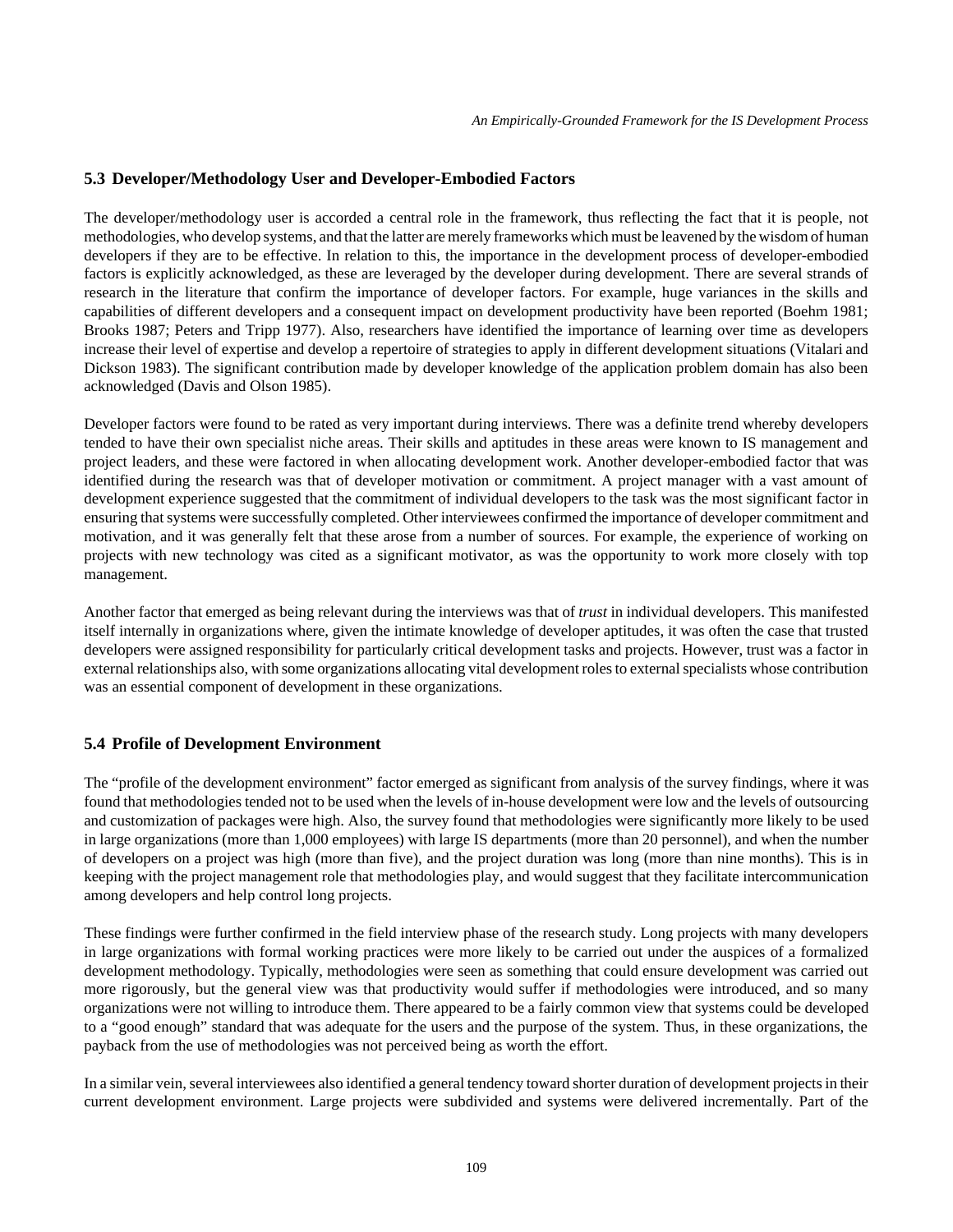## 5.3 Developer/Methodology User and Developer-Embodied Factors

The developer/methodology user is accorded a central role in the framework, thus reflecting the fact that it is people, not methodologies, who develop systems, and that the latter are merely frameworks which must be leavened by the wisdom of human developers if they are to be effective. In relation to this, the importance in the development process of developer-embodied factors is explicitly acknowledged, as these are leveraged by the developer during development. There are several strands of research in the literature that confirm the importance of developer factors. For example, huge variances in the skills and capabilities of different developers and a consequent impact on development productivity have been reported (Boehm 1981; Brooks 1987; Peters and Tripp 1977). Also, researchers have identified the importance of learning over time as developers increase their level of expertise and develop a repertoire of strategies to apply in different development situations (Vitalari and Dickson 1983). The significant contribution made by developer knowledge of the application problem domain has also been acknowledged (Davis and Olson 1985).

Developer factors were found to be rated as very important during interviews. There was a definite trend whereby developers tended to have their own specialist niche areas. Their skills and aptitudes in these areas were known to IS management and project leaders, and these were factored in when allocating development work. Another developer-embodied factor that was identified during the research was that of developer motivation or commitment. A project manager with a vast amount of development experience suggested that the commitment of individual developers to the task was the most significant factor in ensuring that systems were successfully completed. Other interviewees confirmed the importance of developer commitment and motivation, and it was generally felt that these arose from a number of sources. For example, the experience of working on projects with new technology was cited as a significant motivator, as was the opportunity to work more closely with top management.

Another factor that emerged as being relevant during the interviews was that of *trust* in individual developers. This manifested itself internally in organizations where, given the intimate knowledge of developer aptitudes, it was often the case that trusted developers were assigned responsibility for particularly critical development tasks and projects. However, trust was a factor in external relationships also, with some organizations allocating vital development roles to external specialists whose contribution was an essential component of development in these organizations.

## 5.4 Profile of Development Environment

The "profile of the development environment" factor emerged as significant from analysis of the survey findings, where it was found that methodologies tended not to be used when the levels of in-house development were low and the levels of outsourcing and customization of packages were high. Also, the survey found that methodologies were significantly more likely to be used in large organizations (more than 1,000 employees) with large IS departments (more than 20 personnel), and when the number of developers on a project was high (more than five), and the project duration was long (more than nine months). This is in keeping with the project management role that methodologies play, and would suggest that they facilitate intercommunication among developers and help control long projects.

These findings were further confirmed in the field interview phase of the research study. Long projects with many developers in large organizations with formal working practices were more likely to be carried out under the auspices of a formalized development methodology. Typically, methodologies were seen as something that could ensure development was carried out more rigorously, but the general view was that productivity would suffer if methodologies were introduced, and so many organizations were not willing to introduce them. There appeared to be a fairly common view that systems could be developed to a "good enough" standard that was adequate for the users and the purpose of the system. Thus, in these organizations, the payback from the use of methodologies was not perceived being as worth the effort.

In a similar vein, several interviewees also identified a general tendency toward shorter duration of development projects in their current development environment. Large projects were subdivided and systems were delivered incrementally. Part of the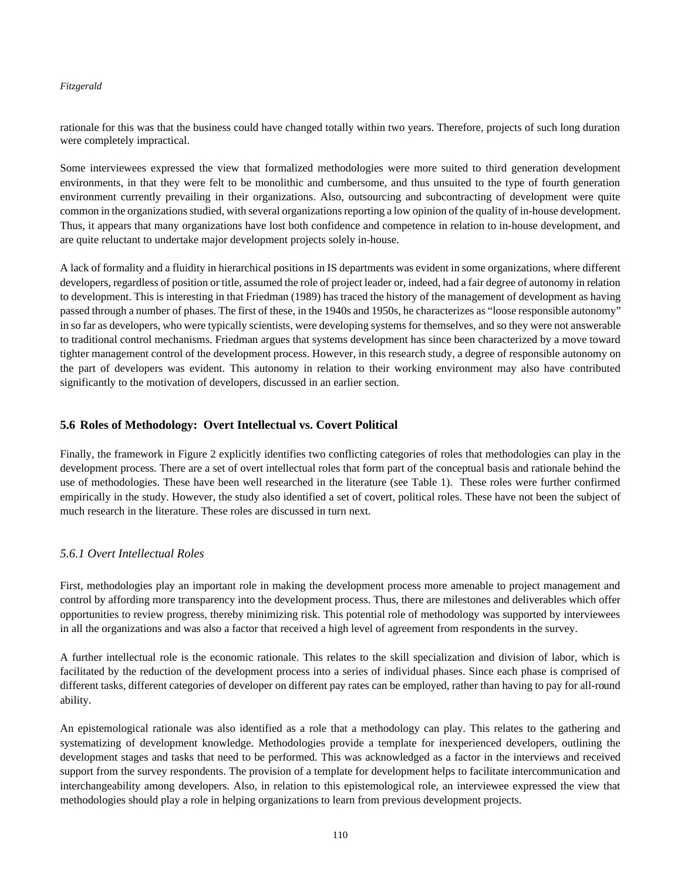rationale for this was that the business could have changed totally within two years. Therefore, projects of such long duration were completely impractical.

Some interviewees expressed the view that formalized methodologies were more suited to third generation development environments, in that they were felt to be monolithic and cumbersome, and thus unsuited to the type of fourth generation environment currently prevailing in their organizations. Also, outsourcing and subcontracting of development were quite common in the organizations studied, with several organizations reporting a low opinion of the quality of in-house development. Thus, it appears that many organizations have lost both confidence and competence in relation to in-house development, and are quite reluctant to undertake major development projects solely in-house.

A lack of formality and a fluidity in hierarchical positions in IS departments was evident in some organizations, where different developers, regardless of position or title, assumed the role of project leader or, indeed, had a fair degree of autonomy in relation to development. This is interesting in that Friedman (1989) has traced the history of the management of development as having passed through a number of phases. The first of these, in the 1940s and 1950s, he characterizes as "loose responsible autonomy" in so far as developers, who were typically scientists, were developing systems for themselves, and so they were not answerable to traditional control mechanisms. Friedman argues that systems development has since been characterized by a move toward tighter management control of the development process. However, in this research study, a degree of responsible autonomy on the part of developers was evident. This autonomy in relation to their working environment may also have contributed significantly to the motivation of developers, discussed in an earlier section.

## 5.6 Roles of Methodology: Overt Intellectual vs. Covert Political

Finally, the framework in Figure 2 explicitly identifies two conflicting categories of roles that methodologies can play in the development process. There are a set of overt intellectual roles that form part of the conceptual basis and rationale behind the use of methodologies. These have been well researched in the literature (see Table 1). These roles were further confirmed empirically in the study. However, the study also identified a set of covert, political roles. These have not been the subject of much research in the literature. These roles are discussed in turn next.

### *5.6.1 Overt Intellectual Roles*

First, methodologies play an important role in making the development process more amenable to project management and control by affording more transparency into the development process. Thus, there are milestones and deliverables which offer opportunities to review progress, thereby minimizing risk. This potential role of methodology was supported by interviewees in all the organizations and was also a factor that received a high level of agreement from respondents in the survey.

A further intellectual role is the economic rationale. This relates to the skill specialization and division of labor, which is facilitated by the reduction of the development process into a series of individual phases. Since each phase is comprised of different tasks, different categories of developer on different pay rates can be employed, rather than having to pay for all-round ability.

An epistemological rationale was also identified as a role that a methodology can play. This relates to the gathering and systematizing of development knowledge. Methodologies provide a template for inexperienced developers, outlining the development stages and tasks that need to be performed. This was acknowledged as a factor in the interviews and received support from the survey respondents. The provision of a template for development helps to facilitate intercommunication and interchangeability among developers. Also, in relation to this epistemological role, an interviewee expressed the view that methodologies should play a role in helping organizations to learn from previous development projects.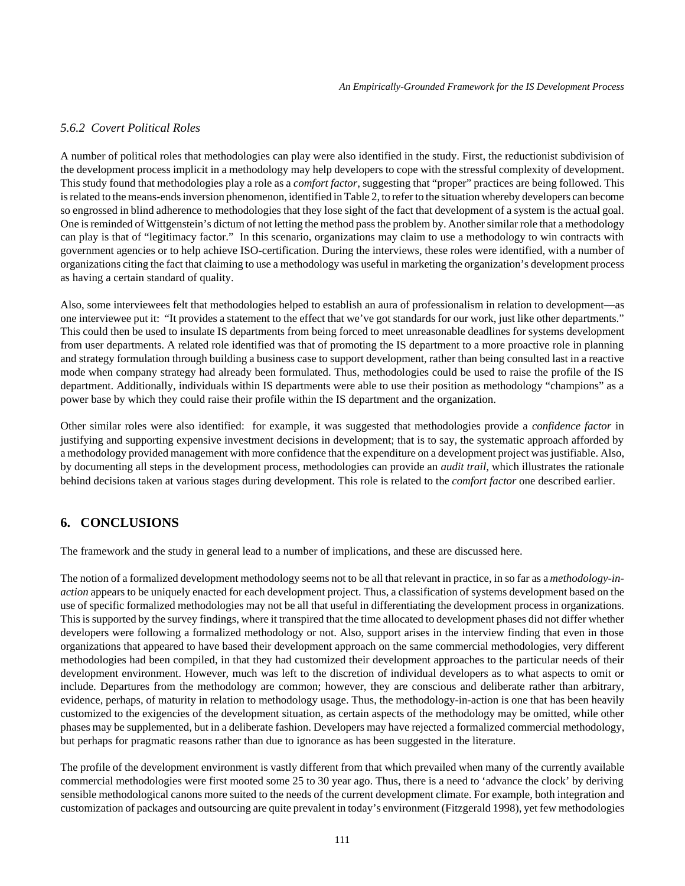### *5.6.2 Covert Political Roles*

A number of political roles that methodologies can play were also identified in the study. First, the reductionist subdivision of the development process implicit in a methodology may help developers to cope with the stressful complexity of development. This study found that methodologies play a role as a *comfort factor*, suggesting that "proper" practices are being followed. This is related to the means-ends inversion phenomenon, identified in Table 2, to refer to the situation whereby developers can become so engrossed in blind adherence to methodologies that they lose sight of the fact that development of a system is the actual goal. One is reminded of Wittgenstein's dictum of not letting the method pass the problem by. Another similar role that a methodology can play is that of "legitimacy factor." In this scenario, organizations may claim to use a methodology to win contracts with government agencies or to help achieve ISO-certification. During the interviews, these roles were identified, with a number of organizations citing the fact that claiming to use a methodology was useful in marketing the organization's development process as having a certain standard of quality.

Also, some interviewees felt that methodologies helped to establish an aura of professionalism in relation to development—as one interviewee put it: "It provides a statement to the effect that we've got standards for our work, just like other departments." This could then be used to insulate IS departments from being forced to meet unreasonable deadlines for systems development from user departments. A related role identified was that of promoting the IS department to a more proactive role in planning and strategy formulation through building a business case to support development, rather than being consulted last in a reactive mode when company strategy had already been formulated. Thus, methodologies could be used to raise the profile of the IS department. Additionally, individuals within IS departments were able to use their position as methodology "champions" as a power base by which they could raise their profile within the IS department and the organization.

Other similar roles were also identified: for example, it was suggested that methodologies provide a *confidence factor* in justifying and supporting expensive investment decisions in development; that is to say, the systematic approach afforded by a methodology provided management with more confidence that the expenditure on a development project was justifiable. Also, by documenting all steps in the development process, methodologies can provide an *audit trail*, which illustrates the rationale behind decisions taken at various stages during development. This role is related to the *comfort factor* one described earlier.

## 6. CONCLUSIONS

The framework and the study in general lead to a number of implications, and these are discussed here.

The notion of a formalized development methodology seems not to be all that relevant in practice, in so far as a *methodology-in-action* appears to be uniquely enacted for each development project. Thus, a classification of systems development based on the use of specific formalized methodologies may not be all that useful in differentiating the development process in organizations. This is supported by the survey findings, where it transpired that the time allocated to development phases did not differ whether developers were following a formalized methodology or not. Also, support arises in the interview finding that even in those organizations that appeared to have based their development approach on the same commercial methodologies, very different methodologies had been compiled, in that they had customized their development approaches to the particular needs of their development environment. However, much was left to the discretion of individual developers as to what aspects to omit or include. Departures from the methodology are common; however, they are conscious and deliberate rather than arbitrary, evidence, perhaps, of maturity in relation to methodology usage. Thus, the methodology-in-action is one that has been heavily customized to the exigencies of the development situation, as certain aspects of the methodology may be omitted, while other phases may be supplemented, but in a deliberate fashion. Developers may have rejected a formalized commercial methodology, but perhaps for pragmatic reasons rather than due to ignorance as has been suggested in the literature.

The profile of the development environment is vastly different from that which prevailed when many of the currently available commercial methodologies were first mooted some 25 to 30 year ago. Thus, there is a need to 'advance the clock' by deriving sensible methodological canons more suited to the needs of the current development climate. For example, both integration and customization of packages and outsourcing are quite prevalent in today's environment (Fitzgerald 1998), yet few methodologies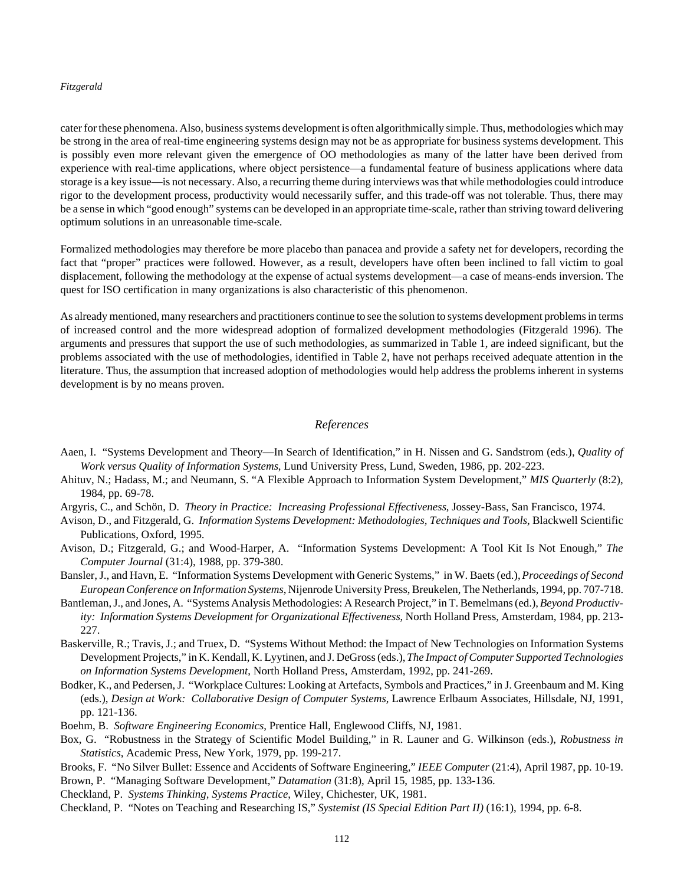cater for these phenomena. Also, business systems development is often algorithmically simple. Thus, methodologies which may be strong in the area of real-time engineering systems design may not be as appropriate for business systems development. This is possibly even more relevant given the emergence of OO methodologies as many of the latter have been derived from experience with real-time applications, where object persistence—a fundamental feature of business applications where data storage is a key issue—is not necessary. Also, a recurring theme during interviews was that while methodologies could introduce rigor to the development process, productivity would necessarily suffer, and this trade-off was not tolerable. Thus, there may be a sense in which "good enough" systems can be developed in an appropriate time-scale, rather than striving toward delivering optimum solutions in an unreasonable time-scale.

Formalized methodologies may therefore be more placebo than panacea and provide a safety net for developers, recording the fact that "proper" practices were followed. However, as a result, developers have often been inclined to fall victim to goal displacement, following the methodology at the expense of actual systems development—a case of means-ends inversion. The quest for ISO certification in many organizations is also characteristic of this phenomenon.

As already mentioned, many researchers and practitioners continue to see the solution to systems development problems in terms of increased control and the more widespread adoption of formalized development methodologies (Fitzgerald 1996). The arguments and pressures that support the use of such methodologies, as summarized in Table 1, are indeed significant, but the problems associated with the use of methodologies, identified in Table 2, have not perhaps received adequate attention in the literature. Thus, the assumption that increased adoption of methodologies would help address the problems inherent in systems development is by no means proven.

## *References*

Aaen, I. "Systems Development and Theory—In Search of Identification," in H. Nissen and G. Sandstrom (eds.), *Quality of Work versus Quality of Information Systems*, Lund University Press, Lund, Sweden, 1986, pp. 202-223.

Ahituv, N.; Hadass, M.; and Neumann, S. "A Flexible Approach to Information System Development," *MIS Quarterly* (8:2), 1984, pp. 69-78.

Argyris, C., and Schön, D. *Theory in Practice: Increasing Professional Effectiveness*, Jossey-Bass, San Francisco, 1974.

Avison, D., and Fitzgerald, G. *Information Systems Development: Methodologies, Techniques and Tools*, Blackwell Scientific Publications, Oxford, 1995.

Avison, D.; Fitzgerald, G.; and Wood-Harper, A. "Information Systems Development: A Tool Kit Is Not Enough," *The Computer Journal* (31:4), 1988, pp. 379-380.

Bansler, J., and Havn, E. "Information Systems Development with Generic Systems," in W. Baets (ed.), *Proceedings of Second European Conference on Information Systems*, Nijenrode University Press, Breukelen, The Netherlands, 1994, pp. 707-718.

Bantleman, J., and Jones, A. "Systems Analysis Methodologies: A Research Project," in T. Bemelmans (ed.), *Beyond Productivity: Information Systems Development for Organizational Effectiveness*, North Holland Press, Amsterdam, 1984, pp. 213-227.

Baskerville, R.; Travis, J.; and Truex, D. "Systems Without Method: the Impact of New Technologies on Information Systems Development Projects," in K. Kendall, K. Lyytinen, and J. DeGross (eds.), *The Impact of Computer Supported Technologies on Information Systems Development*, North Holland Press, Amsterdam, 1992, pp. 241-269.

Bodker, K., and Pedersen, J. "Workplace Cultures: Looking at Artefacts, Symbols and Practices," in J. Greenbaum and M. King (eds.), *Design at Work: Collaborative Design of Computer Systems*, Lawrence Erlbaum Associates, Hillsdale, NJ, 1991, pp. 121-136.

Boehm, B. *Software Engineering Economics*, Prentice Hall, Englewood Cliffs, NJ, 1981.

Box, G. "Robustness in the Strategy of Scientific Model Building," in R. Launer and G. Wilkinson (eds.), *Robustness in Statistics*, Academic Press, New York, 1979, pp. 199-217.

Brooks, F. "No Silver Bullet: Essence and Accidents of Software Engineering," *IEEE Computer* (21:4), April 1987, pp. 10-19.

Brown, P. "Managing Software Development," *Datamation* (31:8), April 15, 1985, pp. 133-136.

Checkland, P. *Systems Thinking, Systems Practice*, Wiley, Chichester, UK, 1981.

Checkland, P. "Notes on Teaching and Researching IS," *Systemist (IS Special Edition Part II)* (16:1), 1994, pp. 6-8.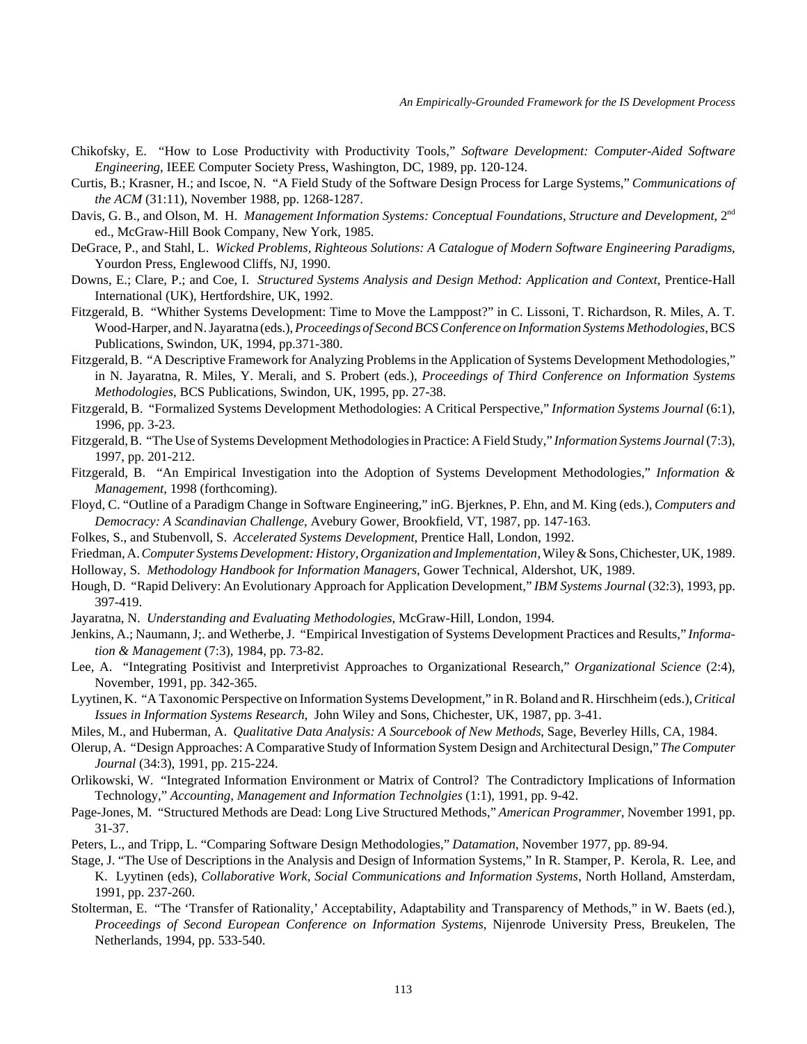Chikofsky, E. "How to Lose Productivity with Productivity Tools," *Software Development: Computer-Aided Software Engineering*, IEEE Computer Society Press, Washington, DC, 1989, pp. 120-124.

Curtis, B.; Krasner, H.; and Iscoe, N. "A Field Study of the Software Design Process for Large Systems," *Communications of the ACM* (31:11), November 1988, pp. 1268-1287.

Davis, G. B., and Olson, M. H. *Management Information Systems: Conceptual Foundations, Structure and Development*, 2nd ed., McGraw-Hill Book Company, New York, 1985.

DeGrace, P., and Stahl, L. *Wicked Problems, Righteous Solutions: A Catalogue of Modern Software Engineering Paradigms*, Yourdon Press, Englewood Cliffs, NJ, 1990.

Downs, E.; Clare, P.; and Coe, I. *Structured Systems Analysis and Design Method: Application and Context*, Prentice-Hall International (UK), Hertfordshire, UK, 1992.

Fitzgerald, B. "Whither Systems Development: Time to Move the Lamppost?" in C. Lissoni, T. Richardson, R. Miles, A. T. Wood-Harper, and N. Jayaratna (eds.), *Proceedings of Second BCS Conference on Information Systems Methodologies*, BCS Publications, Swindon, UK, 1994, pp.371-380.

Fitzgerald, B. "A Descriptive Framework for Analyzing Problems in the Application of Systems Development Methodologies," in N. Jayaratna, R. Miles, Y. Merali, and S. Probert (eds.), *Proceedings of Third Conference on Information Systems Methodologies*, BCS Publications, Swindon, UK, 1995, pp. 27-38.

Fitzgerald, B. "Formalized Systems Development Methodologies: A Critical Perspective," *Information Systems Journal* (6:1), 1996, pp. 3-23.

Fitzgerald, B. "The Use of Systems Development Methodologies in Practice: A Field Study," *Information Systems Journal* (7:3), 1997, pp. 201-212.

Fitzgerald, B. "An Empirical Investigation into the Adoption of Systems Development Methodologies," *Information & Management*, 1998 (forthcoming).

Floyd, C. "Outline of a Paradigm Change in Software Engineering," inG. Bjerknes, P. Ehn, and M. King (eds.), *Computers and Democracy: A Scandinavian Challenge*, Avebury Gower, Brookfield, VT, 1987, pp. 147-163.

Folkes, S., and Stubenvoll, S. *Accelerated Systems Development*, Prentice Hall, London, 1992.

Friedman, A. *Computer Systems Development: History, Organization and Implementation*, Wiley & Sons, Chichester, UK, 1989.

Holloway, S. *Methodology Handbook for Information Managers*, Gower Technical, Aldershot, UK, 1989.

Hough, D. "Rapid Delivery: An Evolutionary Approach for Application Development," *IBM Systems Journal* (32:3), 1993, pp. 397-419.

Jayaratna, N. *Understanding and Evaluating Methodologies*, McGraw-Hill, London, 1994.

Jenkins, A.; Naumann, J;. and Wetherbe, J. "Empirical Investigation of Systems Development Practices and Results," *Information & Management* (7:3), 1984, pp. 73-82.

Lee, A. "Integrating Positivist and Interpretivist Approaches to Organizational Research," *Organizational Science* (2:4), November, 1991, pp. 342-365.

Lyytinen, K. "A Taxonomic Perspective on Information Systems Development," in R. Boland and R. Hirschheim (eds.), *Critical Issues in Information Systems Research,* John Wiley and Sons, Chichester, UK, 1987, pp. 3-41.

Miles, M., and Huberman, A. *Qualitative Data Analysis: A Sourcebook of New Methods*, Sage, Beverley Hills, CA, 1984.

Olerup, A. "Design Approaches: A Comparative Study of Information System Design and Architectural Design," *The Computer Journal* (34:3), 1991, pp. 215-224.

Orlikowski, W. "Integrated Information Environment or Matrix of Control? The Contradictory Implications of Information Technology," *Accounting, Management and Information Technolgies* (1:1), 1991, pp. 9-42.

Page-Jones, M. "Structured Methods are Dead: Long Live Structured Methods," *American Programmer*, November 1991, pp. 31-37.

Peters, L., and Tripp, L. "Comparing Software Design Methodologies," *Datamation*, November 1977, pp. 89-94.

Stage, J. "The Use of Descriptions in the Analysis and Design of Information Systems," In R. Stamper, P. Kerola, R. Lee, and K. Lyytinen (eds), *Collaborative Work, Social Communications and Information Systems*, North Holland, Amsterdam, 1991, pp. 237-260.

Stolterman, E. "The 'Transfer of Rationality,' Acceptability, Adaptability and Transparency of Methods," in W. Baets (ed.), *Proceedings of Second European Conference on Information Systems*, Nijenrode University Press, Breukelen, The Netherlands, 1994, pp. 533-540.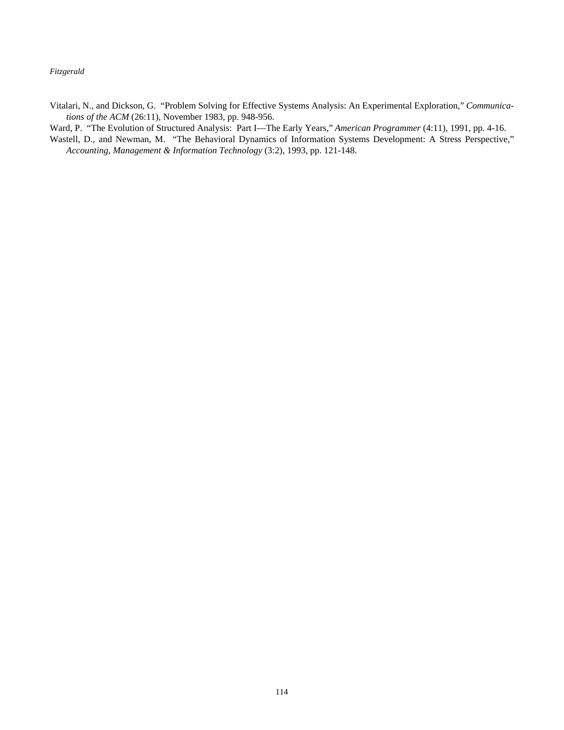Vitalari, N., and Dickson, G. "Problem Solving for Effective Systems Analysis: An Experimental Exploration," *Communications of the ACM* (26:11), November 1983, pp. 948-956.

Ward, P. "The Evolution of Structured Analysis: Part I—The Early Years," *American Programmer* (4:11), 1991, pp. 4-16.

Wastell, D., and Newman, M. "The Behavioral Dynamics of Information Systems Development: A Stress Perspective," *Accounting, Management & Information Technology* (3:2), 1993, pp. 121-148.